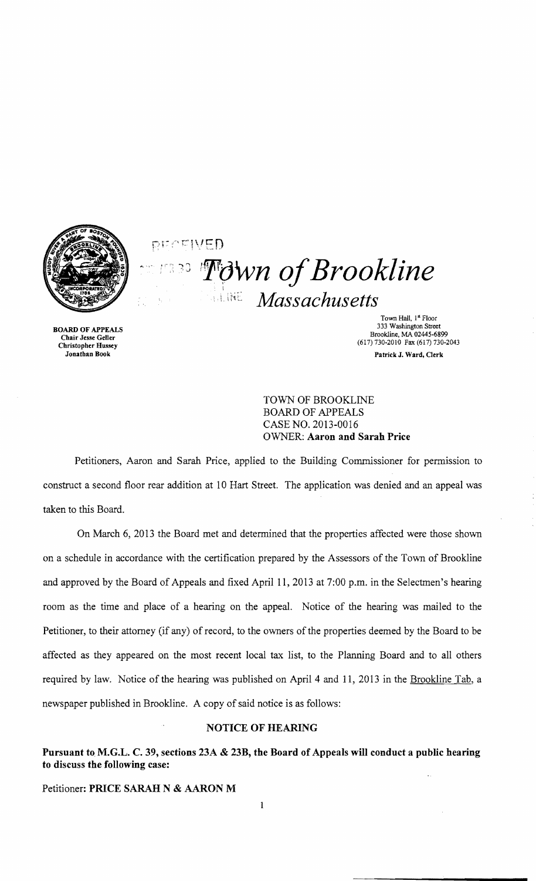RECEIVED

# Town of Brookline

*Massachusetts*

**BOARD OF APPEALS**
**Chair Jesse Geller**
**Christopher Hussey**
**Jonathan Book**

Town Hall, 1st Floor
333 Washington Street
Brookline, MA 02445-6899
(617) 730-2010 Fax (617) 730-2043
**Patrick J. Ward, Clerk**

TOWN OF BROOKLINE
BOARD OF APPEALS
CASE NO. 2013-0016
OWNER: **Aaron and Sarah Price**

Petitioners, Aaron and Sarah Price, applied to the Building Commissioner for permission to construct a second floor rear addition at 10 Hart Street. The application was denied and an appeal was taken to this Board.

On March 6, 2013 the Board met and determined that the properties affected were those shown on a schedule in accordance with the certification prepared by the Assessors of the Town of Brookline and approved by the Board of Appeals and fixed April 11, 2013 at 7:00 p.m. in the Selectmen's hearing room as the time and place of a hearing on the appeal. Notice of the hearing was mailed to the Petitioner, to their attorney (if any) of record, to the owners of the properties deemed by the Board to be affected as they appeared on the most recent local tax list, to the Planning Board and to all others required by law. Notice of the hearing was published on April 4 and 11, 2013 in the Brookline Tab, a newspaper published in Brookline. A copy of said notice is as follows:

**NOTICE OF HEARING**

**Pursuant to M.G.L. C. 39, sections 23A & 23B, the Board of Appeals will conduct a public hearing to discuss the following case:**

Petitioner: **PRICE SARAH N & AARON M**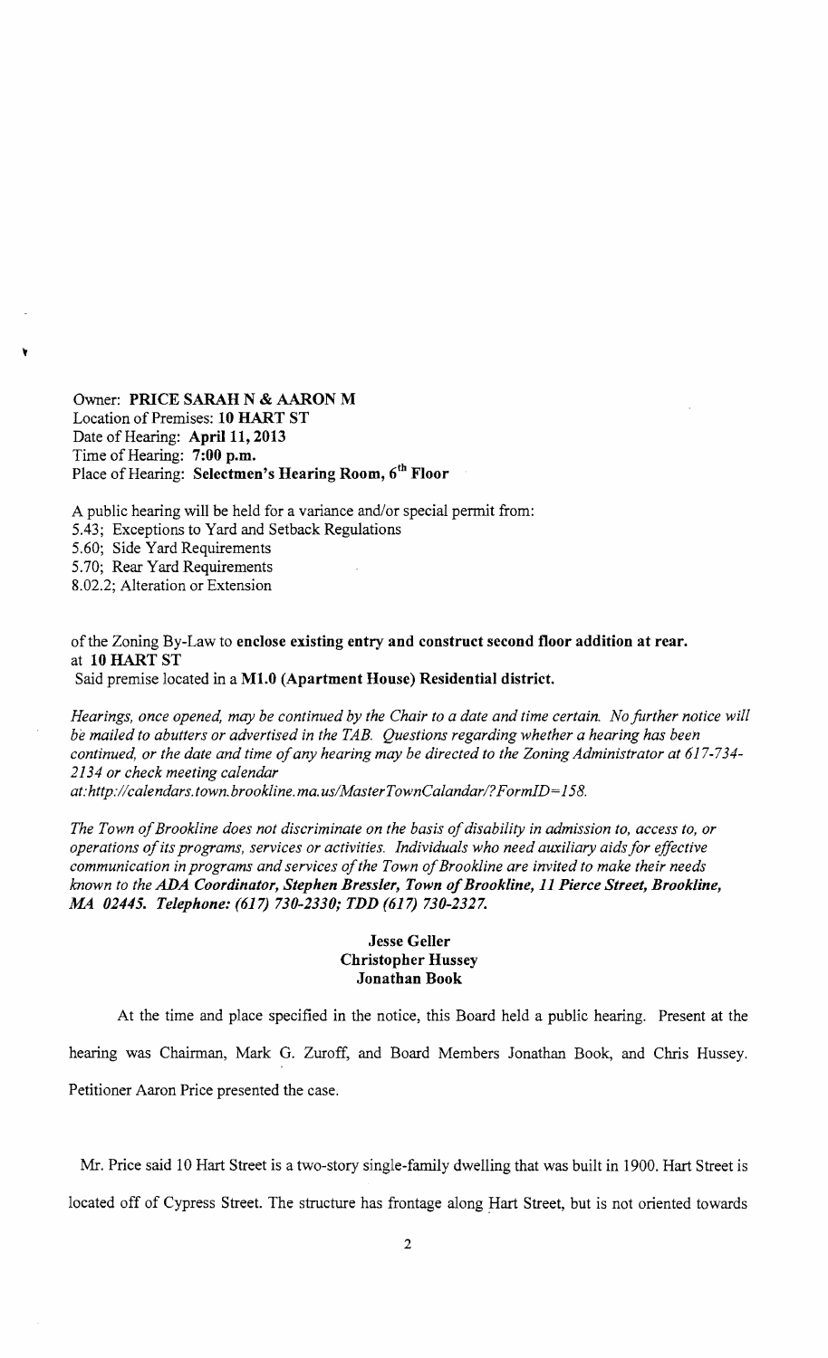Owner: **PRICE SARAH N & AARON M**
Location of Premises: **10 HART ST**
Date of Hearing: **April 11, 2013**
Time of Hearing: **7:00 p.m.**
Place of Hearing: **Selectmen's Hearing Room, 6th Floor**

A public hearing will be held for a variance and/or special permit from:
5.43; Exceptions to Yard and Setback Regulations
5.60; Side Yard Requirements
5.70; Rear Yard Requirements
8.02.2; Alteration or Extension

of the Zoning By-Law to **enclose existing entry and construct second floor addition at rear.** at **10 HART ST**
Said premise located in a **M1.0 (Apartment House) Residential district.**

*Hearings, once opened, may be continued by the Chair to a date and time certain. No further notice will be mailed to abutters or advertised in the TAB. Questions regarding whether a hearing has been continued, or the date and time of any hearing may be directed to the Zoning Administrator at 617-734-2134 or check meeting calendar at:http://calendars.town.brookline.ma.us/MasterTownCalandar/?FormID=158.*

*The Town of Brookline does not discriminate on the basis of disability in admission to, access to, or operations of its programs, services or activities. Individuals who need auxiliary aids for effective communication in programs and services of the Town of Brookline are invited to make their needs known to the* ***ADA Coordinator, Stephen Bressler, Town of Brookline, 11 Pierce Street, Brookline, MA 02445. Telephone: (617) 730-2330; TDD (617) 730-2327.***

**Jesse Geller**
**Christopher Hussey**
**Jonathan Book**

At the time and place specified in the notice, this Board held a public hearing. Present at the hearing was Chairman, Mark G. Zuroff, and Board Members Jonathan Book, and Chris Hussey. Petitioner Aaron Price presented the case.

Mr. Price said 10 Hart Street is a two-story single-family dwelling that was built in 1900. Hart Street is located off of Cypress Street. The structure has frontage along Hart Street, but is not oriented towards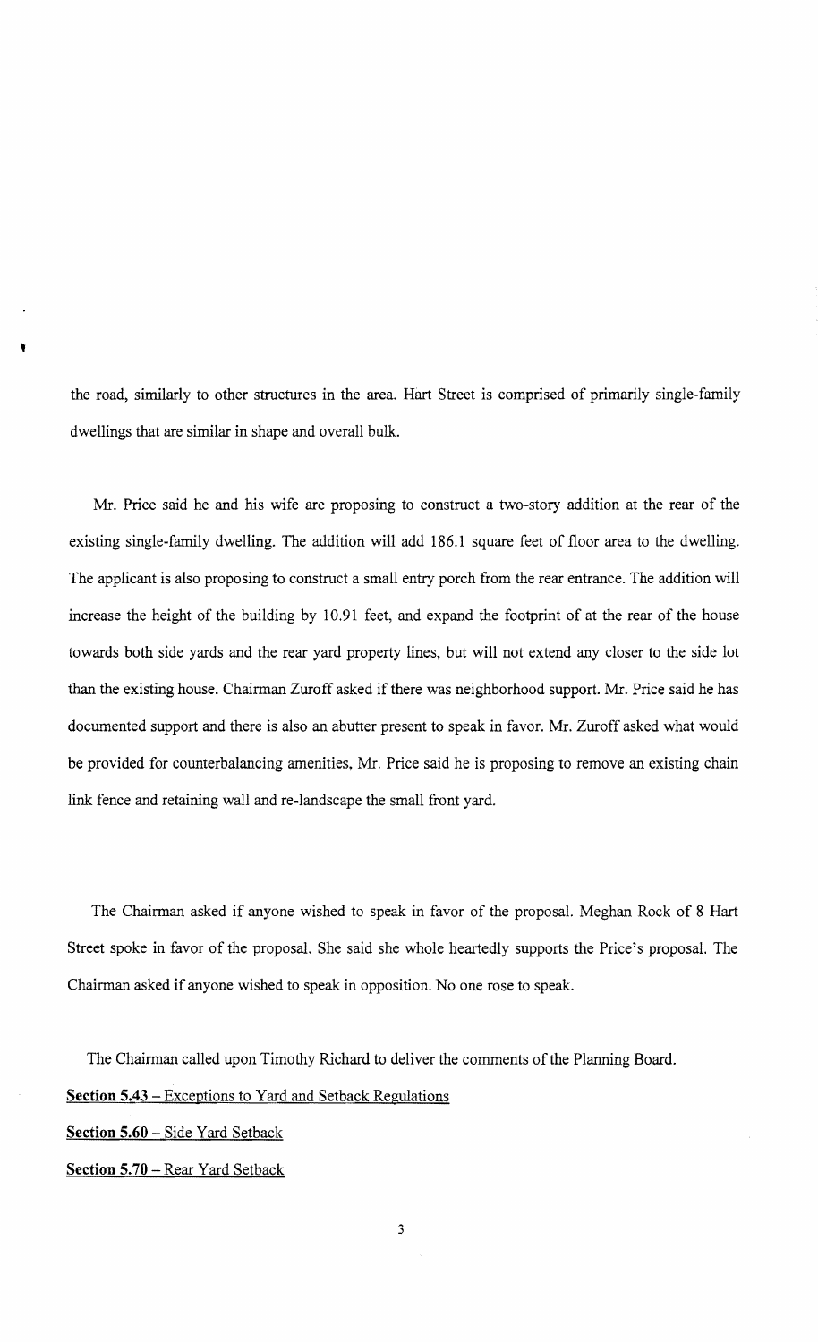the road, similarly to other structures in the area. Hart Street is comprised of primarily single-family dwellings that are similar in shape and overall bulk.

Mr. Price said he and his wife are proposing to construct a two-story addition at the rear of the existing single-family dwelling. The addition will add 186.1 square feet of floor area to the dwelling. The applicant is also proposing to construct a small entry porch from the rear entrance. The addition will increase the height of the building by 10.91 feet, and expand the footprint of at the rear of the house towards both side yards and the rear yard property lines, but will not extend any closer to the side lot than the existing house. Chairman Zuroff asked if there was neighborhood support. Mr. Price said he has documented support and there is also an abutter present to speak in favor. Mr. Zuroff asked what would be provided for counterbalancing amenities, Mr. Price said he is proposing to remove an existing chain link fence and retaining wall and re-landscape the small front yard.

The Chairman asked if anyone wished to speak in favor of the proposal. Meghan Rock of 8 Hart Street spoke in favor of the proposal. She said she whole heartedly supports the Price's proposal. The Chairman asked if anyone wished to speak in opposition. No one rose to speak.

The Chairman called upon Timothy Richard to deliver the comments of the Planning Board.

**Section 5.43** – <u>Exceptions to Yard and Setback Regulations</u>

**Section 5.60** – <u>Side Yard Setback</u>

**Section 5.70** – <u>Rear Yard Setback</u>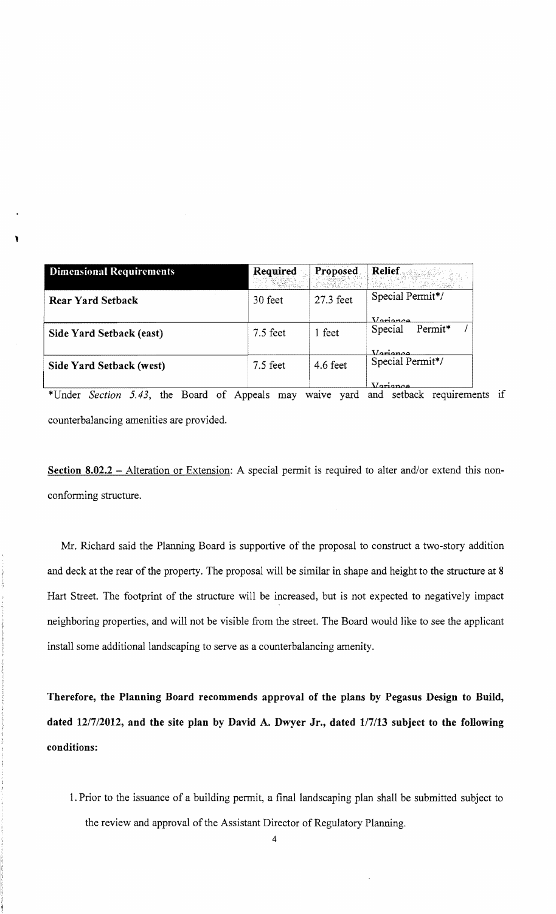| Dimensional Requirements | Required | Proposed | Relief |
| --- | --- | --- | --- |
| Rear Yard Setback | 30 feet | 27.3 feet | Special Permit*/ Variance |
| Side Yard Setback (east) | 7.5 feet | 1 feet | Special Permit* / Variance |
| Side Yard Setback (west) | 7.5 feet | 4.6 feet | Special Permit*/ Variance |

*Under *Section 5.43*, the Board of Appeals may waive yard and setback requirements if counterbalancing amenities are provided.

**Section 8.02.2** – Alteration or Extension: A special permit is required to alter and/or extend this non-conforming structure.

Mr. Richard said the Planning Board is supportive of the proposal to construct a two-story addition and deck at the rear of the property. The proposal will be similar in shape and height to the structure at 8 Hart Street. The footprint of the structure will be increased, but is not expected to negatively impact neighboring properties, and will not be visible from the street. The Board would like to see the applicant install some additional landscaping to serve as a counterbalancing amenity.

**Therefore, the Planning Board recommends approval of the plans by Pegasus Design to Build, dated 12/7/2012, and the site plan by David A. Dwyer Jr., dated 1/7/13 subject to the following conditions:**

1. Prior to the issuance of a building permit, a final landscaping plan shall be submitted subject to the review and approval of the Assistant Director of Regulatory Planning.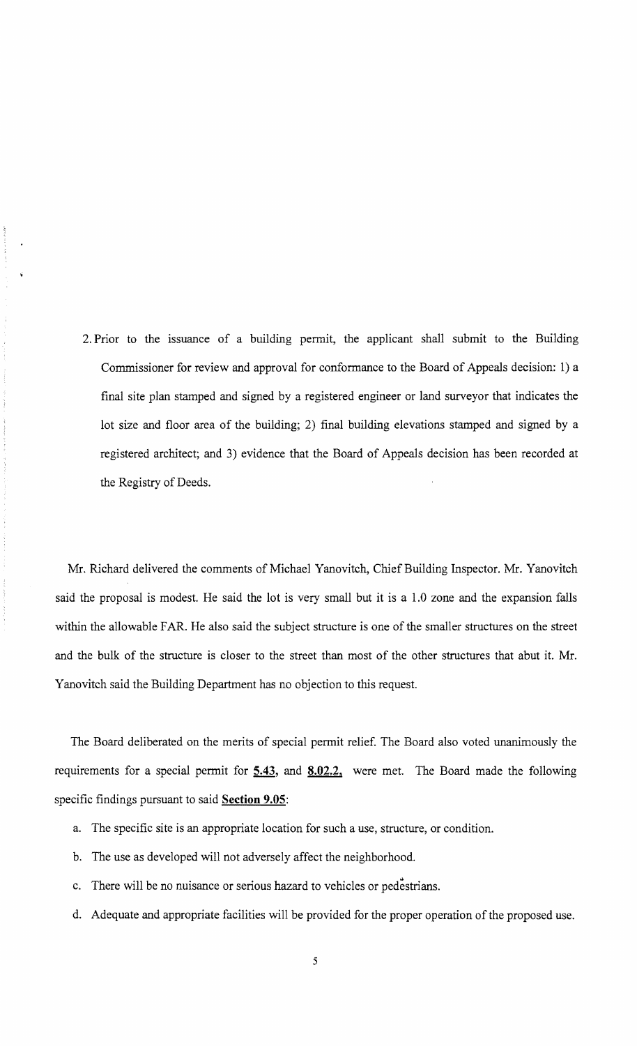2. Prior to the issuance of a building permit, the applicant shall submit to the Building Commissioner for review and approval for conformance to the Board of Appeals decision: 1) a final site plan stamped and signed by a registered engineer or land surveyor that indicates the lot size and floor area of the building; 2) final building elevations stamped and signed by a registered architect; and 3) evidence that the Board of Appeals decision has been recorded at the Registry of Deeds.

Mr. Richard delivered the comments of Michael Yanovitch, Chief Building Inspector. Mr. Yanovitch said the proposal is modest. He said the lot is very small but it is a 1.0 zone and the expansion falls within the allowable FAR. He also said the subject structure is one of the smaller structures on the street and the bulk of the structure is closer to the street than most of the other structures that abut it. Mr. Yanovitch said the Building Department has no objection to this request.

The Board deliberated on the merits of special permit relief. The Board also voted unanimously the requirements for a special permit for **5.43,** and **8.02.2,** were met. The Board made the following specific findings pursuant to said **Section 9.05**:

a. The specific site is an appropriate location for such a use, structure, or condition.

b. The use as developed will not adversely affect the neighborhood.

c. There will be no nuisance or serious hazard to vehicles or pedestrians.

d. Adequate and appropriate facilities will be provided for the proper operation of the proposed use.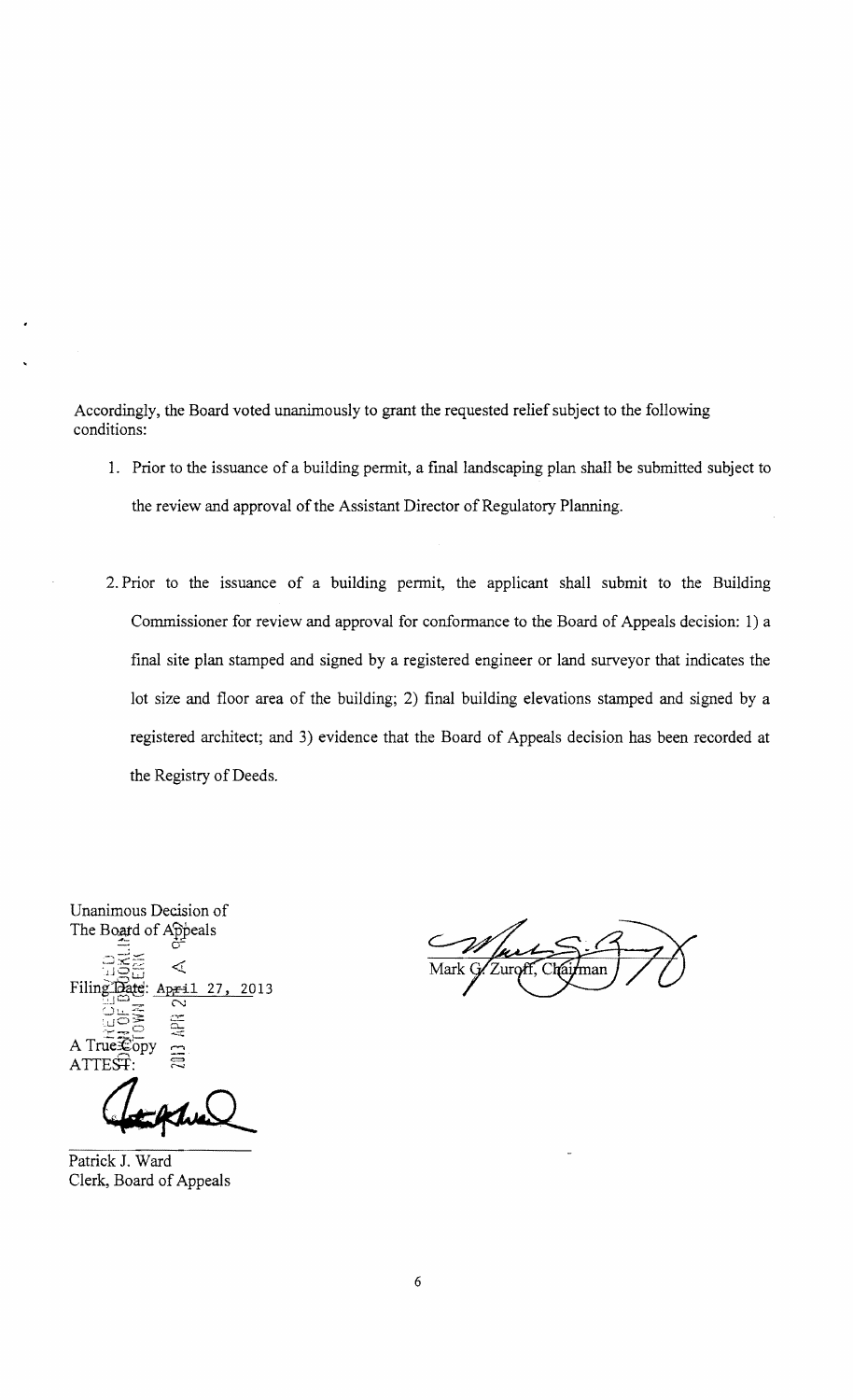Accordingly, the Board voted unanimously to grant the requested relief subject to the following conditions:

1. Prior to the issuance of a building permit, a final landscaping plan shall be submitted subject to the review and approval of the Assistant Director of Regulatory Planning.

2. Prior to the issuance of a building permit, the applicant shall submit to the Building Commissioner for review and approval for conformance to the Board of Appeals decision: 1) a final site plan stamped and signed by a registered engineer or land surveyor that indicates the lot size and floor area of the building; 2) final building elevations stamped and signed by a registered architect; and 3) evidence that the Board of Appeals decision has been recorded at the Registry of Deeds.

Unanimous Decision of
The Board of Appeals

Filing Date: April 27, 2013

A True Copy
ATTEST:

Patrick J. Ward
Clerk, Board of Appeals

Mark G. Zuroff, Chairman